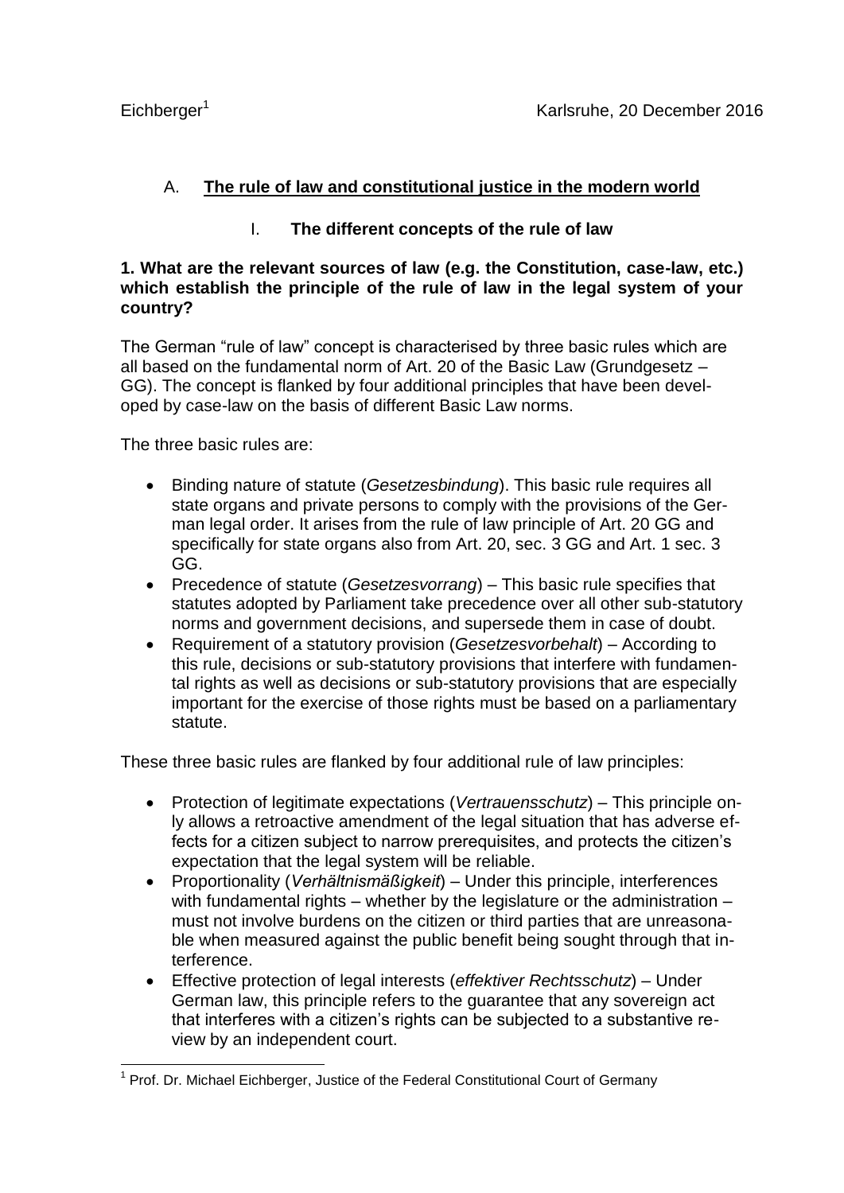Eichberger[1] Karlsruhe, 20 December 2016

## A. The rule of law and constitutional justice in the modern world

### I. The different concepts of the rule of law

**1. What are the relevant sources of law (e.g. the Constitution, case-law, etc.) which establish the principle of the rule of law in the legal system of your country?**

The German "rule of law" concept is characterised by three basic rules which are all based on the fundamental norm of Art. 20 of the Basic Law (Grundgesetz – GG). The concept is flanked by four additional principles that have been developed by case-law on the basis of different Basic Law norms.

The three basic rules are:

- Binding nature of statute (*Gesetzesbindung*). This basic rule requires all state organs and private persons to comply with the provisions of the German legal order. It arises from the rule of law principle of Art. 20 GG and specifically for state organs also from Art. 20, sec. 3 GG and Art. 1 sec. 3 GG.
- Precedence of statute (*Gesetzesvorrang*) – This basic rule specifies that statutes adopted by Parliament take precedence over all other sub-statutory norms and government decisions, and supersede them in case of doubt.
- Requirement of a statutory provision (*Gesetzesvorbehalt*) – According to this rule, decisions or sub-statutory provisions that interfere with fundamental rights as well as decisions or sub-statutory provisions that are especially important for the exercise of those rights must be based on a parliamentary statute.

These three basic rules are flanked by four additional rule of law principles:

- Protection of legitimate expectations (*Vertrauensschutz*) – This principle only allows a retroactive amendment of the legal situation that has adverse effects for a citizen subject to narrow prerequisites, and protects the citizen's expectation that the legal system will be reliable.
- Proportionality (*Verhältnismäßigkeit*) – Under this principle, interferences with fundamental rights – whether by the legislature or the administration – must not involve burdens on the citizen or third parties that are unreasonable when measured against the public benefit being sought through that interference.
- Effective protection of legal interests (*effektiver Rechtsschutz*) – Under German law, this principle refers to the guarantee that any sovereign act that interferes with a citizen's rights can be subjected to a substantive review by an independent court.

[1] Prof. Dr. Michael Eichberger, Justice of the Federal Constitutional Court of Germany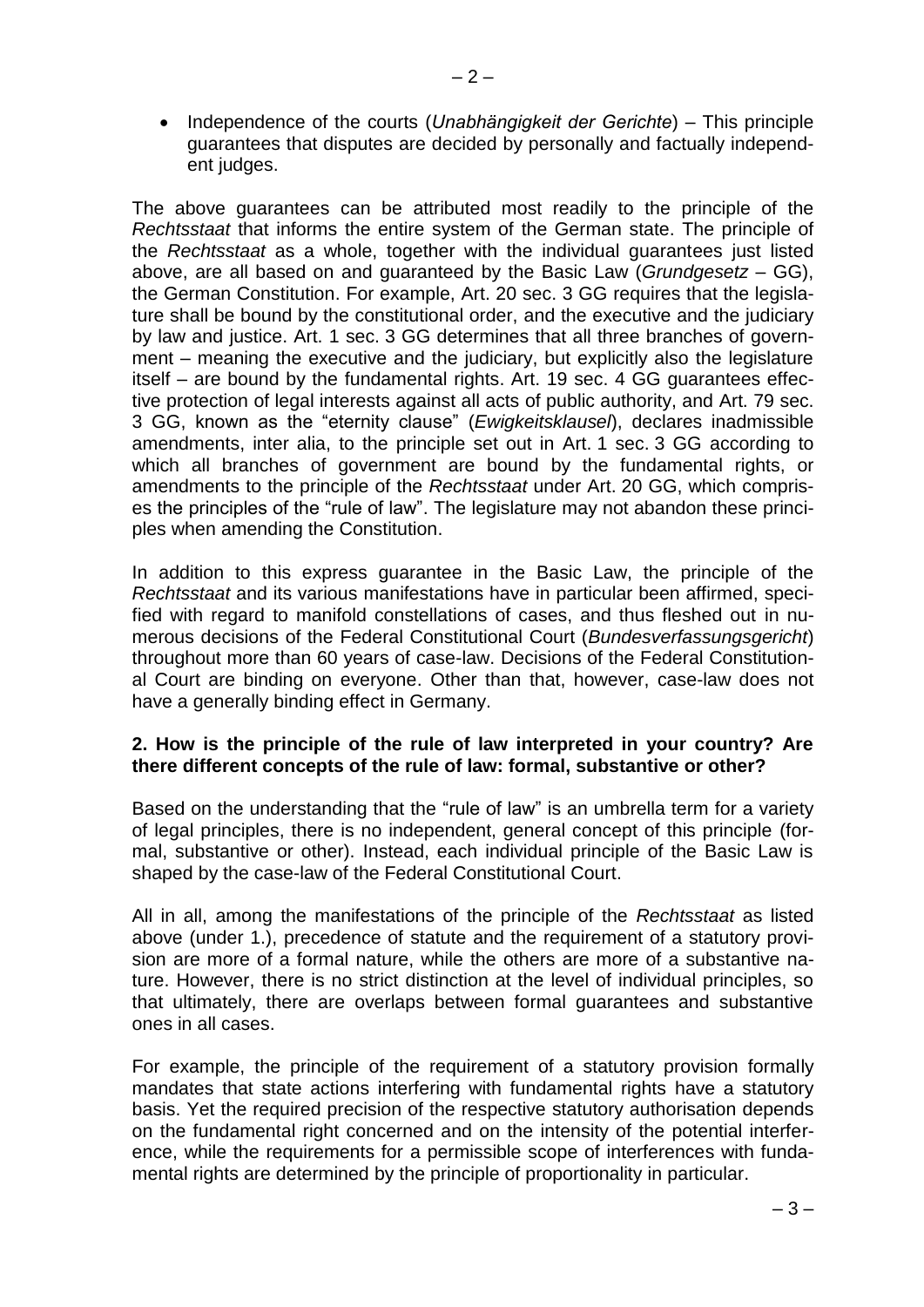- Independence of the courts (*Unabhängigkeit der Gerichte*) – This principle guarantees that disputes are decided by personally and factually independent judges.

The above guarantees can be attributed most readily to the principle of the *Rechtsstaat* that informs the entire system of the German state. The principle of the *Rechtsstaat* as a whole, together with the individual guarantees just listed above, are all based on and guaranteed by the Basic Law (*Grundgesetz* – GG), the German Constitution. For example, Art. 20 sec. 3 GG requires that the legislature shall be bound by the constitutional order, and the executive and the judiciary by law and justice. Art. 1 sec. 3 GG determines that all three branches of government – meaning the executive and the judiciary, but explicitly also the legislature itself – are bound by the fundamental rights. Art. 19 sec. 4 GG guarantees effective protection of legal interests against all acts of public authority, and Art. 79 sec. 3 GG, known as the "eternity clause" (*Ewigkeitsklausel*), declares inadmissible amendments, inter alia, to the principle set out in Art. 1 sec. 3 GG according to which all branches of government are bound by the fundamental rights, or amendments to the principle of the *Rechtsstaat* under Art. 20 GG, which comprises the principles of the "rule of law". The legislature may not abandon these principles when amending the Constitution.

In addition to this express guarantee in the Basic Law, the principle of the *Rechtsstaat* and its various manifestations have in particular been affirmed, specified with regard to manifold constellations of cases, and thus fleshed out in numerous decisions of the Federal Constitutional Court (*Bundesverfassungsgericht*) throughout more than 60 years of case-law. Decisions of the Federal Constitutional Court are binding on everyone. Other than that, however, case-law does not have a generally binding effect in Germany.

**2. How is the principle of the rule of law interpreted in your country? Are there different concepts of the rule of law: formal, substantive or other?**

Based on the understanding that the "rule of law" is an umbrella term for a variety of legal principles, there is no independent, general concept of this principle (formal, substantive or other). Instead, each individual principle of the Basic Law is shaped by the case-law of the Federal Constitutional Court.

All in all, among the manifestations of the principle of the *Rechtsstaat* as listed above (under 1.), precedence of statute and the requirement of a statutory provision are more of a formal nature, while the others are more of a substantive nature. However, there is no strict distinction at the level of individual principles, so that ultimately, there are overlaps between formal guarantees and substantive ones in all cases.

For example, the principle of the requirement of a statutory provision formally mandates that state actions interfering with fundamental rights have a statutory basis. Yet the required precision of the respective statutory authorisation depends on the fundamental right concerned and on the intensity of the potential interference, while the requirements for a permissible scope of interferences with fundamental rights are determined by the principle of proportionality in particular.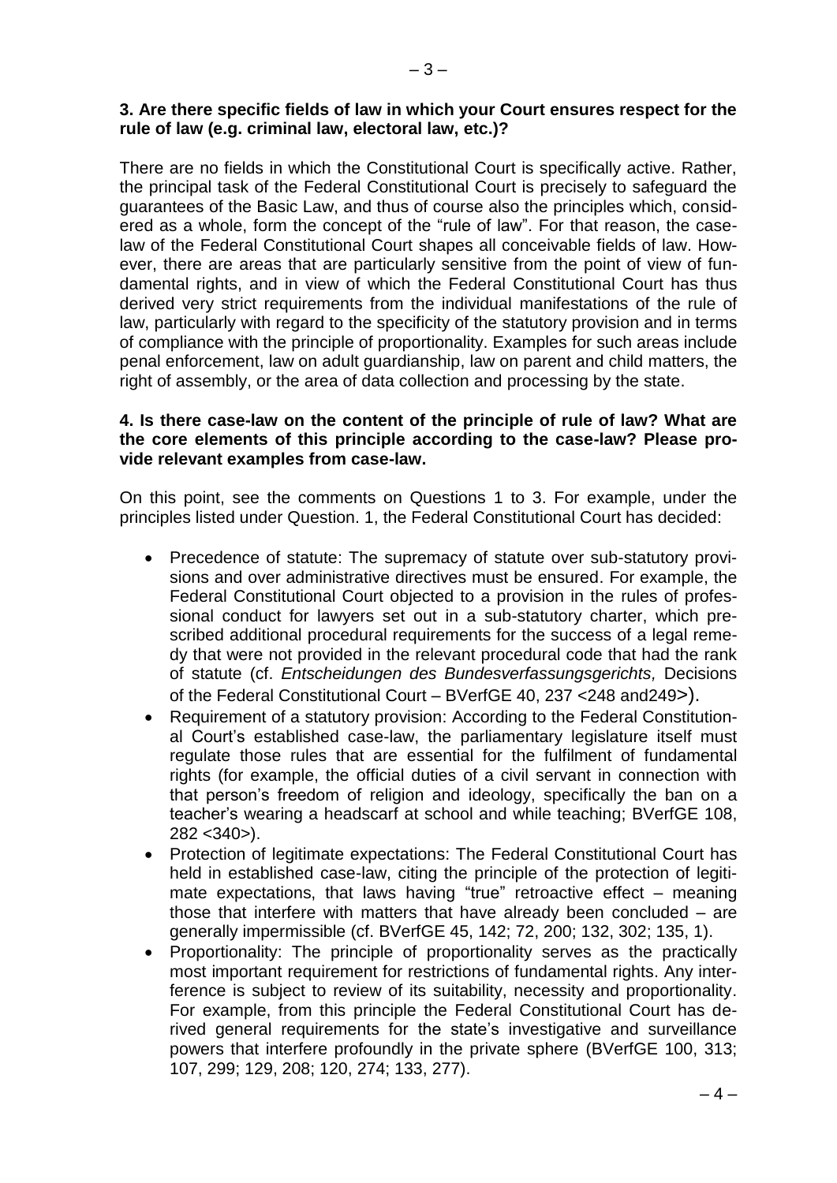**3. Are there specific fields of law in which your Court ensures respect for the rule of law (e.g. criminal law, electoral law, etc.)?**

There are no fields in which the Constitutional Court is specifically active. Rather, the principal task of the Federal Constitutional Court is precisely to safeguard the guarantees of the Basic Law, and thus of course also the principles which, considered as a whole, form the concept of the "rule of law". For that reason, the case-law of the Federal Constitutional Court shapes all conceivable fields of law. However, there are areas that are particularly sensitive from the point of view of fundamental rights, and in view of which the Federal Constitutional Court has thus derived very strict requirements from the individual manifestations of the rule of law, particularly with regard to the specificity of the statutory provision and in terms of compliance with the principle of proportionality. Examples for such areas include penal enforcement, law on adult guardianship, law on parent and child matters, the right of assembly, or the area of data collection and processing by the state.

**4. Is there case-law on the content of the principle of rule of law? What are the core elements of this principle according to the case-law? Please provide relevant examples from case-law.**

On this point, see the comments on Questions 1 to 3. For example, under the principles listed under Question. 1, the Federal Constitutional Court has decided:

- Precedence of statute: The supremacy of statute over sub-statutory provisions and over administrative directives must be ensured. For example, the Federal Constitutional Court objected to a provision in the rules of professional conduct for lawyers set out in a sub-statutory charter, which prescribed additional procedural requirements for the success of a legal remedy that were not provided in the relevant procedural code that had the rank of statute (cf. *Entscheidungen des Bundesverfassungsgerichts,* Decisions of the Federal Constitutional Court – BVerfGE 40, 237 <248 and249>).
- Requirement of a statutory provision: According to the Federal Constitutional Court's established case-law, the parliamentary legislature itself must regulate those rules that are essential for the fulfilment of fundamental rights (for example, the official duties of a civil servant in connection with that person's freedom of religion and ideology, specifically the ban on a teacher's wearing a headscarf at school and while teaching; BVerfGE 108, 282 <340>).
- Protection of legitimate expectations: The Federal Constitutional Court has held in established case-law, citing the principle of the protection of legitimate expectations, that laws having "true" retroactive effect – meaning those that interfere with matters that have already been concluded – are generally impermissible (cf. BVerfGE 45, 142; 72, 200; 132, 302; 135, 1).
- Proportionality: The principle of proportionality serves as the practically most important requirement for restrictions of fundamental rights. Any interference is subject to review of its suitability, necessity and proportionality. For example, from this principle the Federal Constitutional Court has derived general requirements for the state's investigative and surveillance powers that interfere profoundly in the private sphere (BVerfGE 100, 313; 107, 299; 129, 208; 120, 274; 133, 277).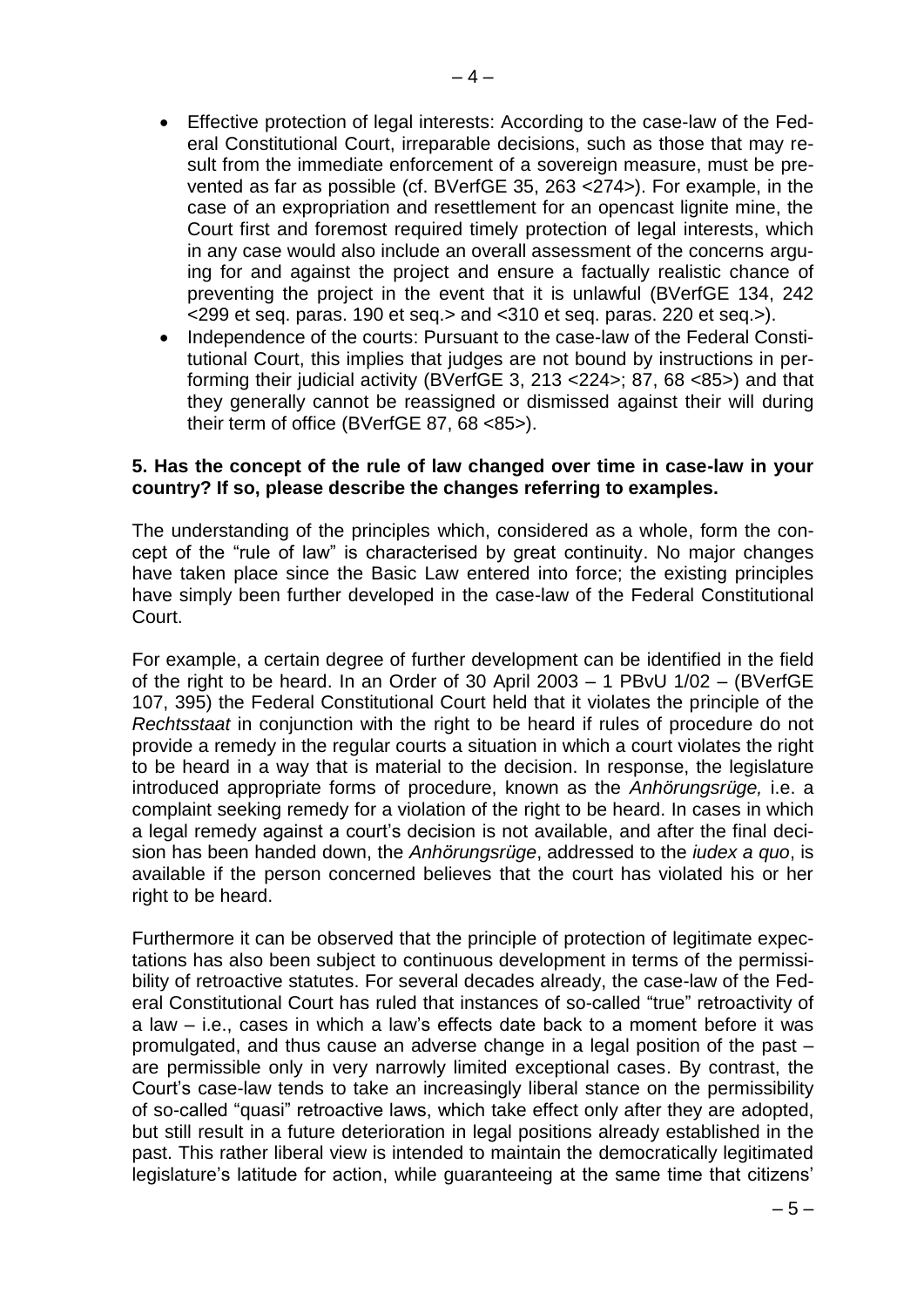- Effective protection of legal interests: According to the case-law of the Federal Constitutional Court, irreparable decisions, such as those that may result from the immediate enforcement of a sovereign measure, must be prevented as far as possible (cf. BVerfGE 35, 263 <274>). For example, in the case of an expropriation and resettlement for an opencast lignite mine, the Court first and foremost required timely protection of legal interests, which in any case would also include an overall assessment of the concerns arguing for and against the project and ensure a factually realistic chance of preventing the project in the event that it is unlawful (BVerfGE 134, 242 <299 et seq. paras. 190 et seq.> and <310 et seq. paras. 220 et seq.>).
- Independence of the courts: Pursuant to the case-law of the Federal Constitutional Court, this implies that judges are not bound by instructions in performing their judicial activity (BVerfGE 3, 213 <224>; 87, 68 <85>) and that they generally cannot be reassigned or dismissed against their will during their term of office (BVerfGE 87, 68 <85>).

**5. Has the concept of the rule of law changed over time in case-law in your country? If so, please describe the changes referring to examples.**

The understanding of the principles which, considered as a whole, form the concept of the "rule of law" is characterised by great continuity. No major changes have taken place since the Basic Law entered into force; the existing principles have simply been further developed in the case-law of the Federal Constitutional Court.

For example, a certain degree of further development can be identified in the field of the right to be heard. In an Order of 30 April 2003 – 1 PBvU 1/02 – (BVerfGE 107, 395) the Federal Constitutional Court held that it violates the principle of the *Rechtsstaat* in conjunction with the right to be heard if rules of procedure do not provide a remedy in the regular courts a situation in which a court violates the right to be heard in a way that is material to the decision. In response, the legislature introduced appropriate forms of procedure, known as the *Anhörungsrüge,* i.e. a complaint seeking remedy for a violation of the right to be heard. In cases in which a legal remedy against a court's decision is not available, and after the final decision has been handed down, the *Anhörungsrüge*, addressed to the *iudex a quo*, is available if the person concerned believes that the court has violated his or her right to be heard.

Furthermore it can be observed that the principle of protection of legitimate expectations has also been subject to continuous development in terms of the permissibility of retroactive statutes. For several decades already, the case-law of the Federal Constitutional Court has ruled that instances of so-called "true" retroactivity of a law – i.e., cases in which a law's effects date back to a moment before it was promulgated, and thus cause an adverse change in a legal position of the past – are permissible only in very narrowly limited exceptional cases. By contrast, the Court's case-law tends to take an increasingly liberal stance on the permissibility of so-called "quasi" retroactive laws, which take effect only after they are adopted, but still result in a future deterioration in legal positions already established in the past. This rather liberal view is intended to maintain the democratically legitimated legislature's latitude for action, while guaranteeing at the same time that citizens'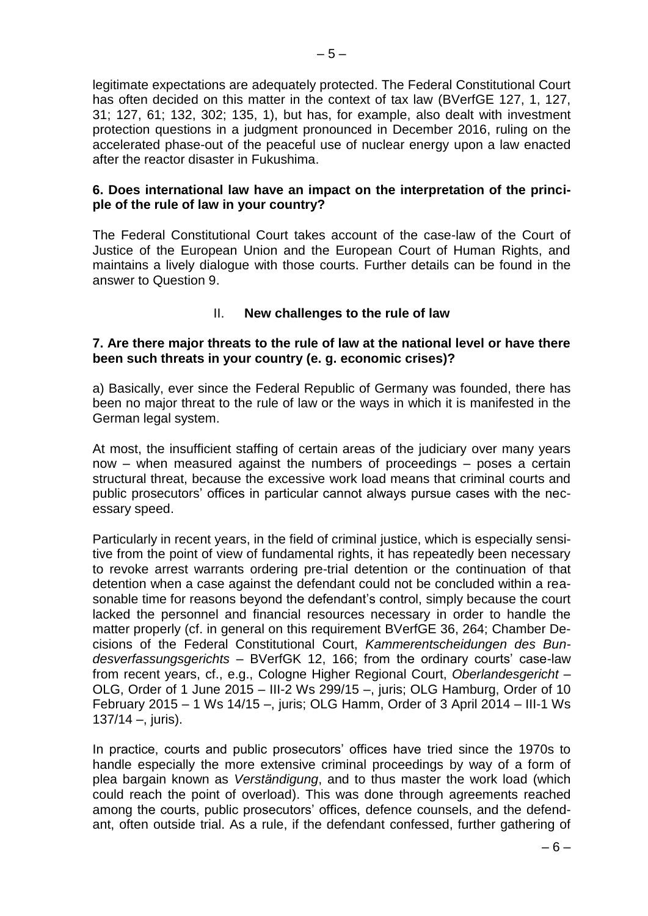legitimate expectations are adequately protected. The Federal Constitutional Court has often decided on this matter in the context of tax law (BVerfGE 127, 1, 127, 31; 127, 61; 132, 302; 135, 1), but has, for example, also dealt with investment protection questions in a judgment pronounced in December 2016, ruling on the accelerated phase-out of the peaceful use of nuclear energy upon a law enacted after the reactor disaster in Fukushima.

**6. Does international law have an impact on the interpretation of the principle of the rule of law in your country?**

The Federal Constitutional Court takes account of the case-law of the Court of Justice of the European Union and the European Court of Human Rights, and maintains a lively dialogue with those courts. Further details can be found in the answer to Question 9.

## II. New challenges to the rule of law

**7. Are there major threats to the rule of law at the national level or have there been such threats in your country (e. g. economic crises)?**

a) Basically, ever since the Federal Republic of Germany was founded, there has been no major threat to the rule of law or the ways in which it is manifested in the German legal system.

At most, the insufficient staffing of certain areas of the judiciary over many years now – when measured against the numbers of proceedings – poses a certain structural threat, because the excessive work load means that criminal courts and public prosecutors' offices in particular cannot always pursue cases with the necessary speed.

Particularly in recent years, in the field of criminal justice, which is especially sensitive from the point of view of fundamental rights, it has repeatedly been necessary to revoke arrest warrants ordering pre-trial detention or the continuation of that detention when a case against the defendant could not be concluded within a reasonable time for reasons beyond the defendant's control, simply because the court lacked the personnel and financial resources necessary in order to handle the matter properly (cf. in general on this requirement BVerfGE 36, 264; Chamber Decisions of the Federal Constitutional Court, *Kammerentscheidungen des Bundesverfassungsgerichts* – BVerfGK 12, 166; from the ordinary courts' case-law from recent years, cf., e.g., Cologne Higher Regional Court, *Oberlandesgericht* – OLG, Order of 1 June 2015 – III-2 Ws 299/15 –, juris; OLG Hamburg, Order of 10 February 2015 – 1 Ws 14/15 –, juris; OLG Hamm, Order of 3 April 2014 – III-1 Ws 137/14 –, juris).

In practice, courts and public prosecutors' offices have tried since the 1970s to handle especially the more extensive criminal proceedings by way of a form of plea bargain known as *Verständigung*, and to thus master the work load (which could reach the point of overload). This was done through agreements reached among the courts, public prosecutors' offices, defence counsels, and the defendant, often outside trial. As a rule, if the defendant confessed, further gathering of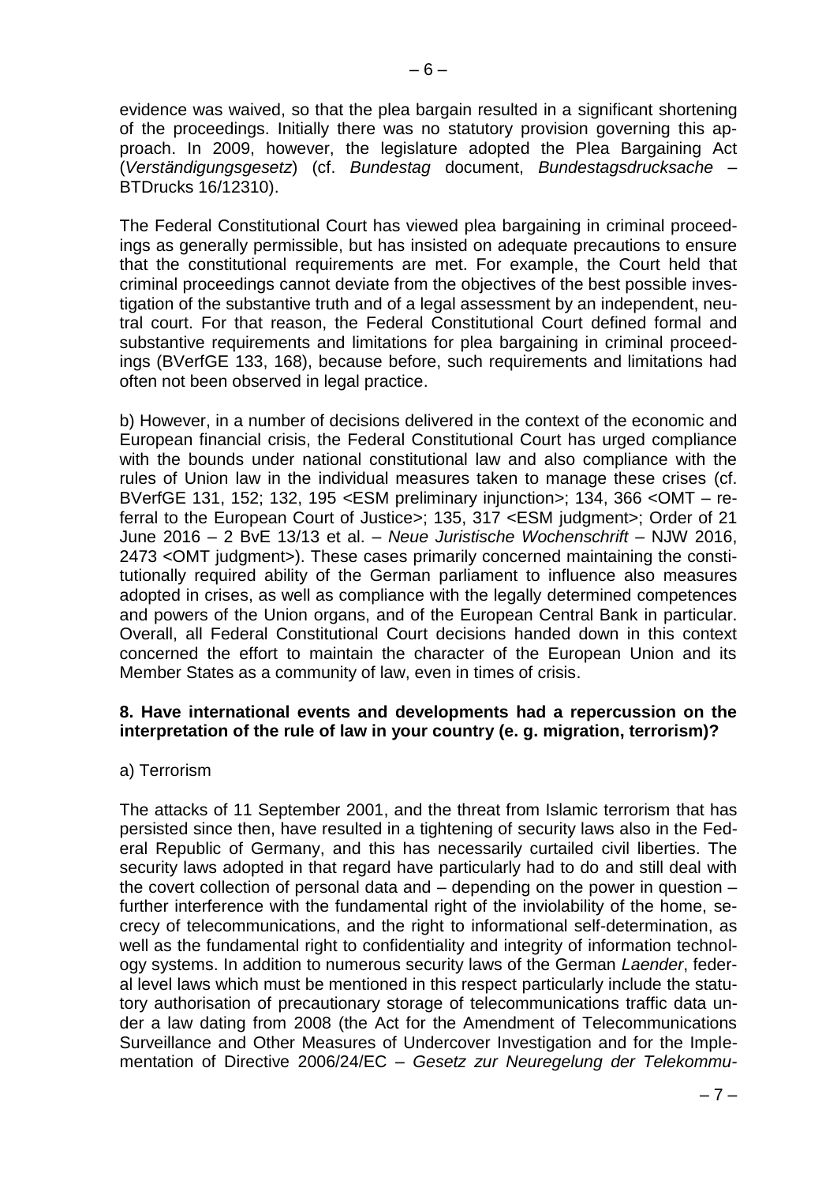evidence was waived, so that the plea bargain resulted in a significant shortening of the proceedings. Initially there was no statutory provision governing this approach. In 2009, however, the legislature adopted the Plea Bargaining Act (*Verständigungsgesetz*) (cf. *Bundestag* document, *Bundestagsdrucksache* – BTDrucks 16/12310).

The Federal Constitutional Court has viewed plea bargaining in criminal proceedings as generally permissible, but has insisted on adequate precautions to ensure that the constitutional requirements are met. For example, the Court held that criminal proceedings cannot deviate from the objectives of the best possible investigation of the substantive truth and of a legal assessment by an independent, neutral court. For that reason, the Federal Constitutional Court defined formal and substantive requirements and limitations for plea bargaining in criminal proceedings (BVerfGE 133, 168), because before, such requirements and limitations had often not been observed in legal practice.

b) However, in a number of decisions delivered in the context of the economic and European financial crisis, the Federal Constitutional Court has urged compliance with the bounds under national constitutional law and also compliance with the rules of Union law in the individual measures taken to manage these crises (cf. BVerfGE 131, 152; 132, 195 <ESM preliminary injunction>; 134, 366 <OMT – referral to the European Court of Justice>; 135, 317 <ESM judgment>; Order of 21 June 2016 – 2 BvE 13/13 et al. – *Neue Juristische Wochenschrift* – NJW 2016, 2473 <OMT judgment>). These cases primarily concerned maintaining the constitutionally required ability of the German parliament to influence also measures adopted in crises, as well as compliance with the legally determined competences and powers of the Union organs, and of the European Central Bank in particular. Overall, all Federal Constitutional Court decisions handed down in this context concerned the effort to maintain the character of the European Union and its Member States as a community of law, even in times of crisis.

**8. Have international events and developments had a repercussion on the interpretation of the rule of law in your country (e. g. migration, terrorism)?**

a) Terrorism

The attacks of 11 September 2001, and the threat from Islamic terrorism that has persisted since then, have resulted in a tightening of security laws also in the Federal Republic of Germany, and this has necessarily curtailed civil liberties. The security laws adopted in that regard have particularly had to do and still deal with the covert collection of personal data and – depending on the power in question – further interference with the fundamental right of the inviolability of the home, secrecy of telecommunications, and the right to informational self-determination, as well as the fundamental right to confidentiality and integrity of information technology systems. In addition to numerous security laws of the German *Laender*, federal level laws which must be mentioned in this respect particularly include the statutory authorisation of precautionary storage of telecommunications traffic data under a law dating from 2008 (the Act for the Amendment of Telecommunications Surveillance and Other Measures of Undercover Investigation and for the Implementation of Directive 2006/24/EC – *Gesetz zur Neuregelung der Telekommu-*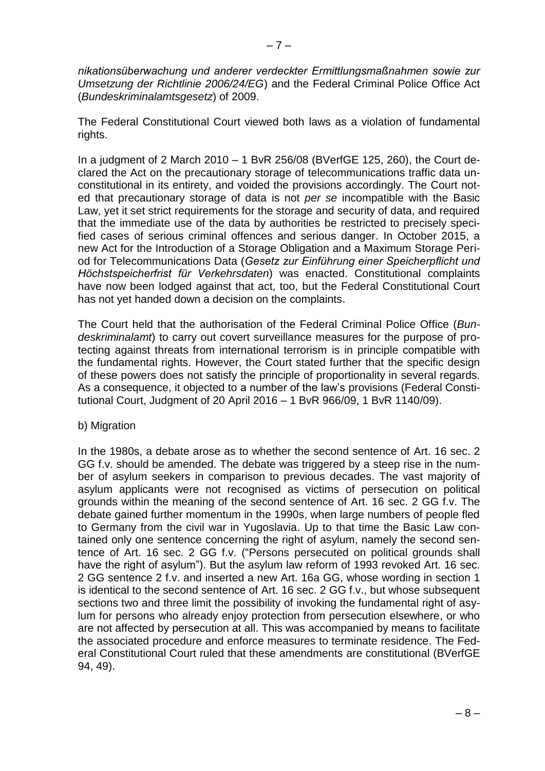*nikationsüberwachung und anderer verdeckter Ermittlungsmaßnahmen sowie zur Umsetzung der Richtlinie 2006/24/EG*) and the Federal Criminal Police Office Act (*Bundeskriminalamtsgesetz*) of 2009.

The Federal Constitutional Court viewed both laws as a violation of fundamental rights.

In a judgment of 2 March 2010 – 1 BvR 256/08 (BVerfGE 125, 260), the Court declared the Act on the precautionary storage of telecommunications traffic data unconstitutional in its entirety, and voided the provisions accordingly. The Court noted that precautionary storage of data is not *per se* incompatible with the Basic Law, yet it set strict requirements for the storage and security of data, and required that the immediate use of the data by authorities be restricted to precisely specified cases of serious criminal offences and serious danger. In October 2015, a new Act for the Introduction of a Storage Obligation and a Maximum Storage Period for Telecommunications Data (*Gesetz zur Einführung einer Speicherpflicht und Höchstspeicherfrist für Verkehrsdaten*) was enacted. Constitutional complaints have now been lodged against that act, too, but the Federal Constitutional Court has not yet handed down a decision on the complaints.

The Court held that the authorisation of the Federal Criminal Police Office (*Bundeskriminalamt*) to carry out covert surveillance measures for the purpose of protecting against threats from international terrorism is in principle compatible with the fundamental rights. However, the Court stated further that the specific design of these powers does not satisfy the principle of proportionality in several regards. As a consequence, it objected to a number of the law's provisions (Federal Constitutional Court, Judgment of 20 April 2016 – 1 BvR 966/09, 1 BvR 1140/09).

b) Migration

In the 1980s, a debate arose as to whether the second sentence of Art. 16 sec. 2 GG f.v. should be amended. The debate was triggered by a steep rise in the number of asylum seekers in comparison to previous decades. The vast majority of asylum applicants were not recognised as victims of persecution on political grounds within the meaning of the second sentence of Art. 16 sec. 2 GG f.v. The debate gained further momentum in the 1990s, when large numbers of people fled to Germany from the civil war in Yugoslavia. Up to that time the Basic Law contained only one sentence concerning the right of asylum, namely the second sentence of Art. 16 sec. 2 GG f.v. ("Persons persecuted on political grounds shall have the right of asylum"). But the asylum law reform of 1993 revoked Art. 16 sec. 2 GG sentence 2 f.v. and inserted a new Art. 16a GG, whose wording in section 1 is identical to the second sentence of Art. 16 sec. 2 GG f.v., but whose subsequent sections two and three limit the possibility of invoking the fundamental right of asylum for persons who already enjoy protection from persecution elsewhere, or who are not affected by persecution at all. This was accompanied by means to facilitate the associated procedure and enforce measures to terminate residence. The Federal Constitutional Court ruled that these amendments are constitutional (BVerfGE 94, 49).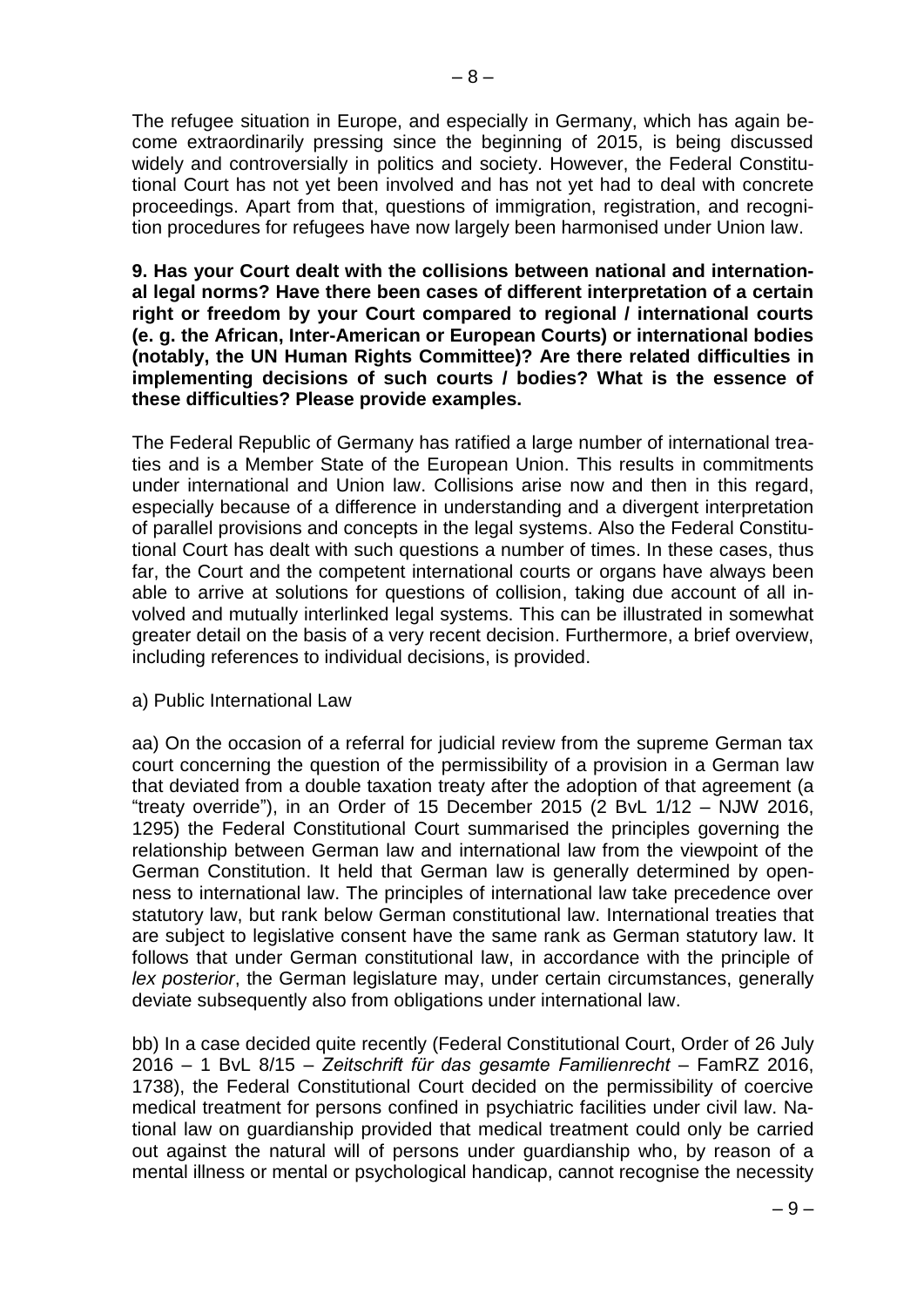The refugee situation in Europe, and especially in Germany, which has again become extraordinarily pressing since the beginning of 2015, is being discussed widely and controversially in politics and society. However, the Federal Constitutional Court has not yet been involved and has not yet had to deal with concrete proceedings. Apart from that, questions of immigration, registration, and recognition procedures for refugees have now largely been harmonised under Union law.

**9. Has your Court dealt with the collisions between national and international legal norms? Have there been cases of different interpretation of a certain right or freedom by your Court compared to regional / international courts (e. g. the African, Inter-American or European Courts) or international bodies (notably, the UN Human Rights Committee)? Are there related difficulties in implementing decisions of such courts / bodies? What is the essence of these difficulties? Please provide examples.**

The Federal Republic of Germany has ratified a large number of international treaties and is a Member State of the European Union. This results in commitments under international and Union law. Collisions arise now and then in this regard, especially because of a difference in understanding and a divergent interpretation of parallel provisions and concepts in the legal systems. Also the Federal Constitutional Court has dealt with such questions a number of times. In these cases, thus far, the Court and the competent international courts or organs have always been able to arrive at solutions for questions of collision, taking due account of all involved and mutually interlinked legal systems. This can be illustrated in somewhat greater detail on the basis of a very recent decision. Furthermore, a brief overview, including references to individual decisions, is provided.

a) Public International Law

aa) On the occasion of a referral for judicial review from the supreme German tax court concerning the question of the permissibility of a provision in a German law that deviated from a double taxation treaty after the adoption of that agreement (a "treaty override"), in an Order of 15 December 2015 (2 BvL 1/12 – NJW 2016, 1295) the Federal Constitutional Court summarised the principles governing the relationship between German law and international law from the viewpoint of the German Constitution. It held that German law is generally determined by openness to international law. The principles of international law take precedence over statutory law, but rank below German constitutional law. International treaties that are subject to legislative consent have the same rank as German statutory law. It follows that under German constitutional law, in accordance with the principle of *lex posterior*, the German legislature may, under certain circumstances, generally deviate subsequently also from obligations under international law.

bb) In a case decided quite recently (Federal Constitutional Court, Order of 26 July 2016 – 1 BvL 8/15 – *Zeitschrift für das gesamte Familienrecht* – FamRZ 2016, 1738), the Federal Constitutional Court decided on the permissibility of coercive medical treatment for persons confined in psychiatric facilities under civil law. National law on guardianship provided that medical treatment could only be carried out against the natural will of persons under guardianship who, by reason of a mental illness or mental or psychological handicap, cannot recognise the necessity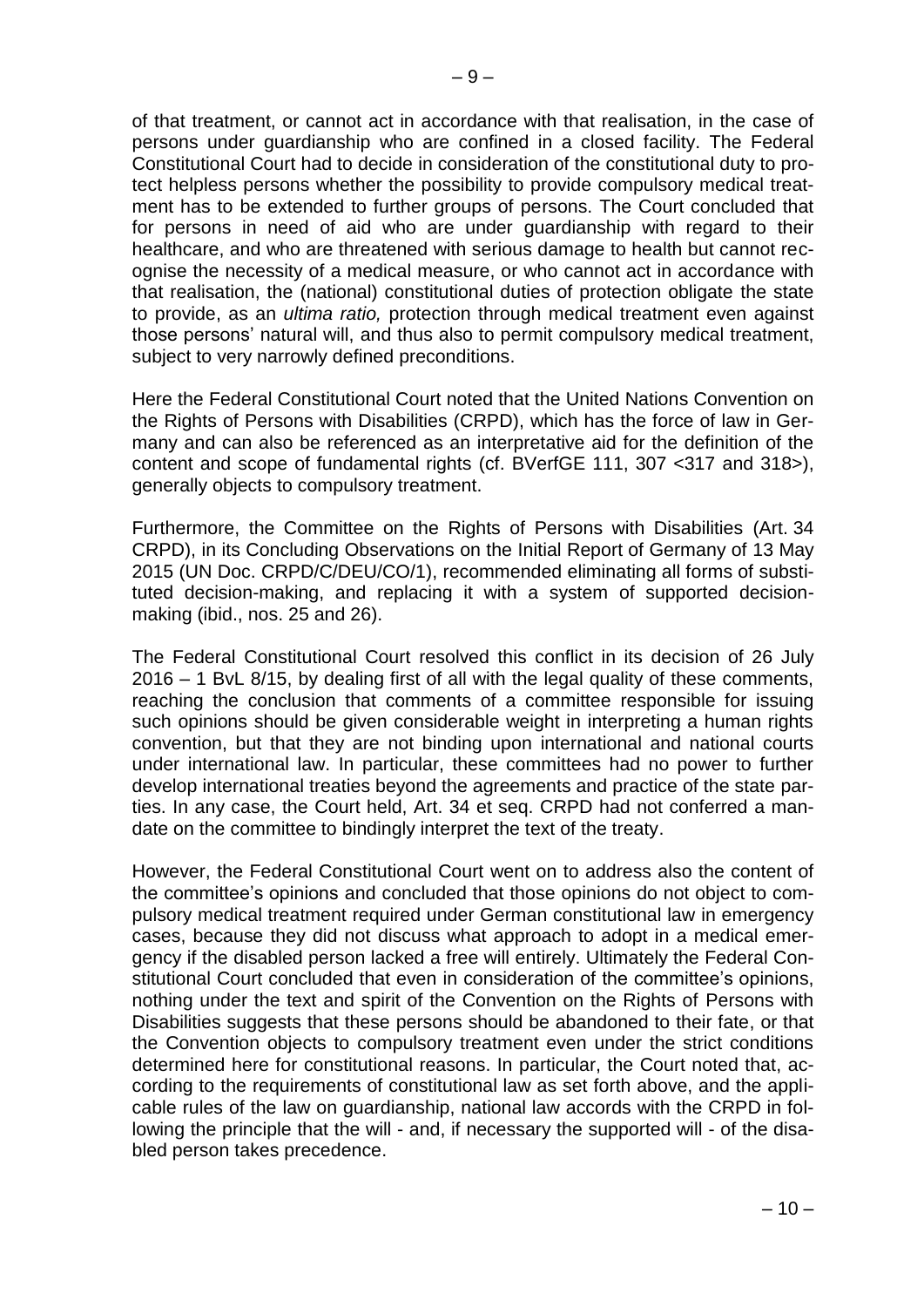of that treatment, or cannot act in accordance with that realisation, in the case of persons under guardianship who are confined in a closed facility. The Federal Constitutional Court had to decide in consideration of the constitutional duty to protect helpless persons whether the possibility to provide compulsory medical treatment has to be extended to further groups of persons. The Court concluded that for persons in need of aid who are under guardianship with regard to their healthcare, and who are threatened with serious damage to health but cannot recognise the necessity of a medical measure, or who cannot act in accordance with that realisation, the (national) constitutional duties of protection obligate the state to provide, as an *ultima ratio,* protection through medical treatment even against those persons' natural will, and thus also to permit compulsory medical treatment, subject to very narrowly defined preconditions.

Here the Federal Constitutional Court noted that the United Nations Convention on the Rights of Persons with Disabilities (CRPD), which has the force of law in Germany and can also be referenced as an interpretative aid for the definition of the content and scope of fundamental rights (cf. BVerfGE 111, 307 <317 and 318>), generally objects to compulsory treatment.

Furthermore, the Committee on the Rights of Persons with Disabilities (Art. 34 CRPD), in its Concluding Observations on the Initial Report of Germany of 13 May 2015 (UN Doc. CRPD/C/DEU/CO/1), recommended eliminating all forms of substituted decision-making, and replacing it with a system of supported decision-making (ibid., nos. 25 and 26).

The Federal Constitutional Court resolved this conflict in its decision of 26 July 2016 – 1 BvL 8/15, by dealing first of all with the legal quality of these comments, reaching the conclusion that comments of a committee responsible for issuing such opinions should be given considerable weight in interpreting a human rights convention, but that they are not binding upon international and national courts under international law. In particular, these committees had no power to further develop international treaties beyond the agreements and practice of the state parties. In any case, the Court held, Art. 34 et seq. CRPD had not conferred a mandate on the committee to bindingly interpret the text of the treaty.

However, the Federal Constitutional Court went on to address also the content of the committee's opinions and concluded that those opinions do not object to compulsory medical treatment required under German constitutional law in emergency cases, because they did not discuss what approach to adopt in a medical emergency if the disabled person lacked a free will entirely. Ultimately the Federal Constitutional Court concluded that even in consideration of the committee's opinions, nothing under the text and spirit of the Convention on the Rights of Persons with Disabilities suggests that these persons should be abandoned to their fate, or that the Convention objects to compulsory treatment even under the strict conditions determined here for constitutional reasons. In particular, the Court noted that, according to the requirements of constitutional law as set forth above, and the applicable rules of the law on guardianship, national law accords with the CRPD in following the principle that the will - and, if necessary the supported will - of the disabled person takes precedence.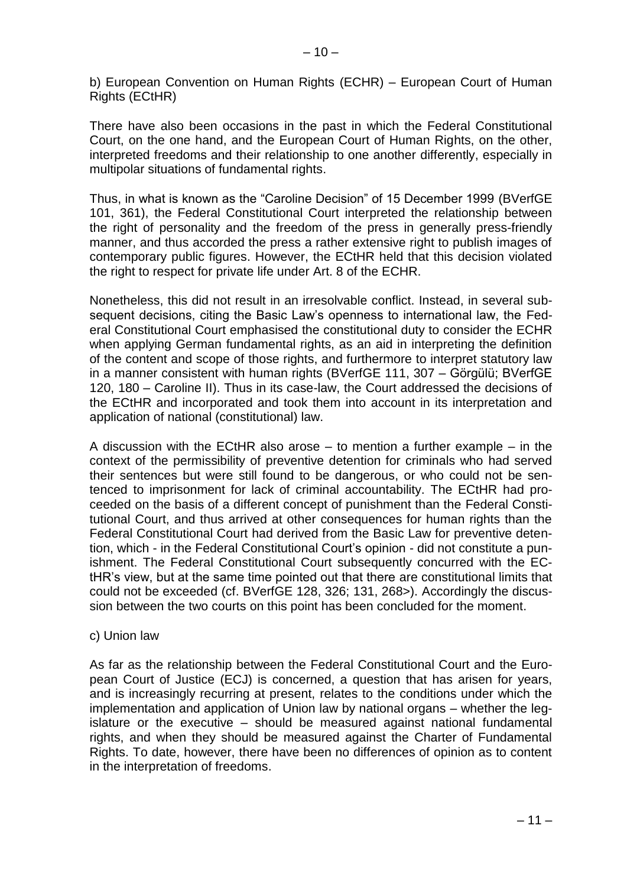b) European Convention on Human Rights (ECHR) – European Court of Human Rights (ECtHR)

There have also been occasions in the past in which the Federal Constitutional Court, on the one hand, and the European Court of Human Rights, on the other, interpreted freedoms and their relationship to one another differently, especially in multipolar situations of fundamental rights.

Thus, in what is known as the "Caroline Decision" of 15 December 1999 (BVerfGE 101, 361), the Federal Constitutional Court interpreted the relationship between the right of personality and the freedom of the press in generally press-friendly manner, and thus accorded the press a rather extensive right to publish images of contemporary public figures. However, the ECtHR held that this decision violated the right to respect for private life under Art. 8 of the ECHR.

Nonetheless, this did not result in an irresolvable conflict. Instead, in several subsequent decisions, citing the Basic Law's openness to international law, the Federal Constitutional Court emphasised the constitutional duty to consider the ECHR when applying German fundamental rights, as an aid in interpreting the definition of the content and scope of those rights, and furthermore to interpret statutory law in a manner consistent with human rights (BVerfGE 111, 307 – Görgülü; BVerfGE 120, 180 – Caroline II). Thus in its case-law, the Court addressed the decisions of the ECtHR and incorporated and took them into account in its interpretation and application of national (constitutional) law.

A discussion with the ECtHR also arose – to mention a further example – in the context of the permissibility of preventive detention for criminals who had served their sentences but were still found to be dangerous, or who could not be sentenced to imprisonment for lack of criminal accountability. The ECtHR had proceeded on the basis of a different concept of punishment than the Federal Constitutional Court, and thus arrived at other consequences for human rights than the Federal Constitutional Court had derived from the Basic Law for preventive detention, which - in the Federal Constitutional Court's opinion - did not constitute a punishment. The Federal Constitutional Court subsequently concurred with the ECtHR's view, but at the same time pointed out that there are constitutional limits that could not be exceeded (cf. BVerfGE 128, 326; 131, 268>). Accordingly the discussion between the two courts on this point has been concluded for the moment.

c) Union law

As far as the relationship between the Federal Constitutional Court and the European Court of Justice (ECJ) is concerned, a question that has arisen for years, and is increasingly recurring at present, relates to the conditions under which the implementation and application of Union law by national organs – whether the legislature or the executive – should be measured against national fundamental rights, and when they should be measured against the Charter of Fundamental Rights. To date, however, there have been no differences of opinion as to content in the interpretation of freedoms.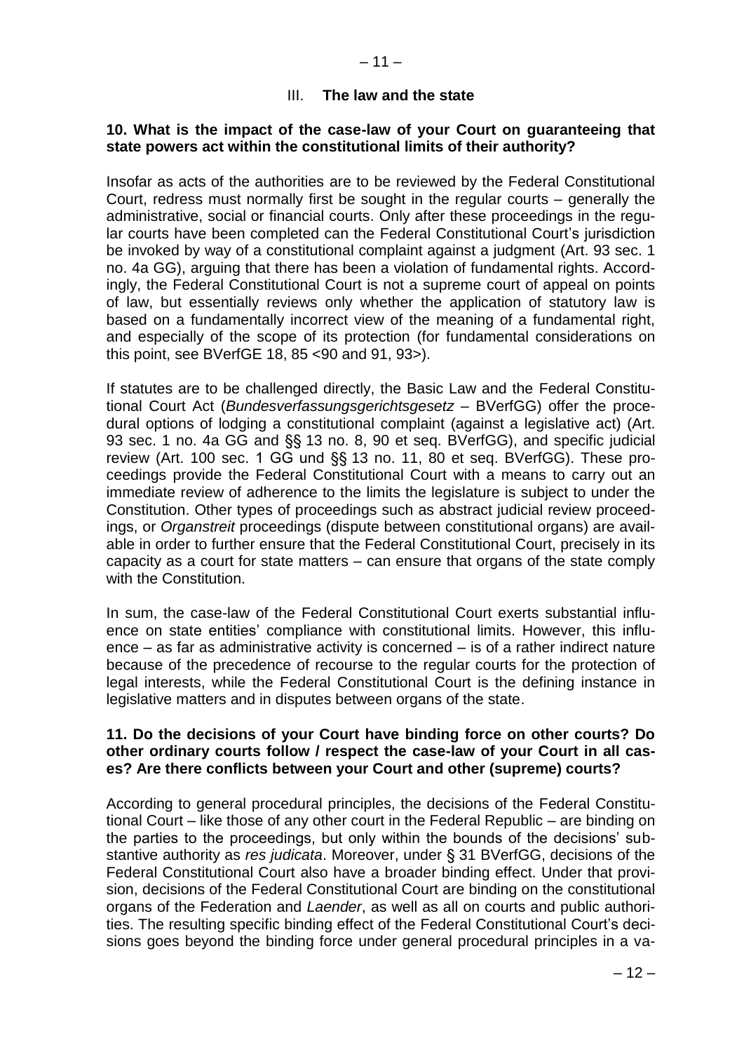## III. **The law and the state**

### 10. What is the impact of the case-law of your Court on guaranteeing that state powers act within the constitutional limits of their authority?

Insofar as acts of the authorities are to be reviewed by the Federal Constitutional Court, redress must normally first be sought in the regular courts – generally the administrative, social or financial courts. Only after these proceedings in the regular courts have been completed can the Federal Constitutional Court's jurisdiction be invoked by way of a constitutional complaint against a judgment (Art. 93 sec. 1 no. 4a GG), arguing that there has been a violation of fundamental rights. Accordingly, the Federal Constitutional Court is not a supreme court of appeal on points of law, but essentially reviews only whether the application of statutory law is based on a fundamentally incorrect view of the meaning of a fundamental right, and especially of the scope of its protection (for fundamental considerations on this point, see BVerfGE 18, 85 <90 and 91, 93>).

If statutes are to be challenged directly, the Basic Law and the Federal Constitutional Court Act (*Bundesverfassungsgerichtsgesetz* – BVerfGG) offer the procedural options of lodging a constitutional complaint (against a legislative act) (Art. 93 sec. 1 no. 4a GG and §§ 13 no. 8, 90 et seq. BVerfGG), and specific judicial review (Art. 100 sec. 1 GG und §§ 13 no. 11, 80 et seq. BVerfGG). These proceedings provide the Federal Constitutional Court with a means to carry out an immediate review of adherence to the limits the legislature is subject to under the Constitution. Other types of proceedings such as abstract judicial review proceedings, or *Organstreit* proceedings (dispute between constitutional organs) are available in order to further ensure that the Federal Constitutional Court, precisely in its capacity as a court for state matters – can ensure that organs of the state comply with the Constitution.

In sum, the case-law of the Federal Constitutional Court exerts substantial influence on state entities' compliance with constitutional limits. However, this influence – as far as administrative activity is concerned – is of a rather indirect nature because of the precedence of recourse to the regular courts for the protection of legal interests, while the Federal Constitutional Court is the defining instance in legislative matters and in disputes between organs of the state.

### 11. Do the decisions of your Court have binding force on other courts? Do other ordinary courts follow / respect the case-law of your Court in all cases? Are there conflicts between your Court and other (supreme) courts?

According to general procedural principles, the decisions of the Federal Constitutional Court – like those of any other court in the Federal Republic – are binding on the parties to the proceedings, but only within the bounds of the decisions' substantive authority as *res judicata*. Moreover, under § 31 BVerfGG, decisions of the Federal Constitutional Court also have a broader binding effect. Under that provision, decisions of the Federal Constitutional Court are binding on the constitutional organs of the Federation and *Laender*, as well as all on courts and public authorities. The resulting specific binding effect of the Federal Constitutional Court's decisions goes beyond the binding force under general procedural principles in a va-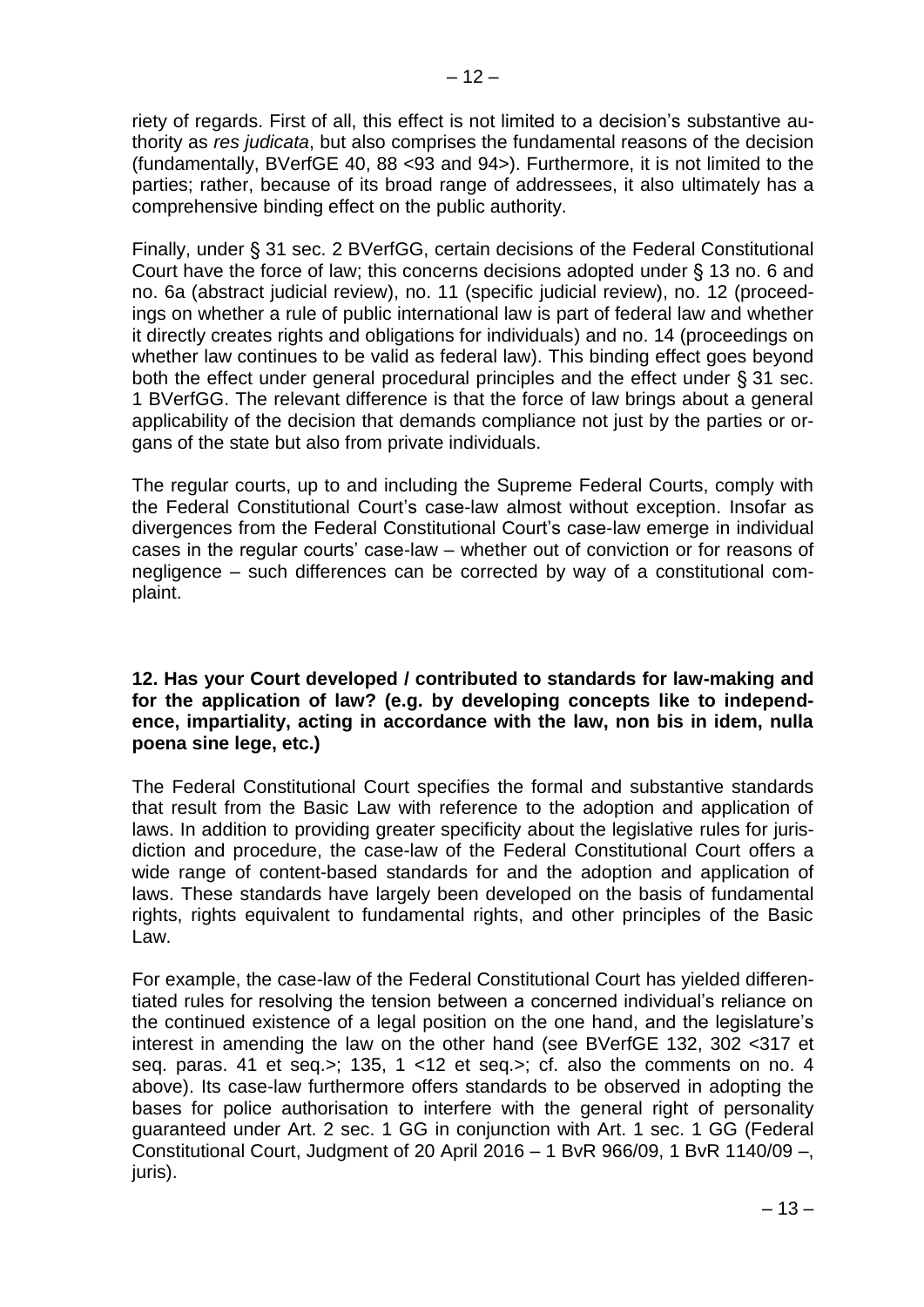riety of regards. First of all, this effect is not limited to a decision's substantive authority as *res judicata*, but also comprises the fundamental reasons of the decision (fundamentally, BVerfGE 40, 88 <93 and 94>). Furthermore, it is not limited to the parties; rather, because of its broad range of addressees, it also ultimately has a comprehensive binding effect on the public authority.

Finally, under § 31 sec. 2 BVerfGG, certain decisions of the Federal Constitutional Court have the force of law; this concerns decisions adopted under § 13 no. 6 and no. 6a (abstract judicial review), no. 11 (specific judicial review), no. 12 (proceedings on whether a rule of public international law is part of federal law and whether it directly creates rights and obligations for individuals) and no. 14 (proceedings on whether law continues to be valid as federal law). This binding effect goes beyond both the effect under general procedural principles and the effect under § 31 sec. 1 BVerfGG. The relevant difference is that the force of law brings about a general applicability of the decision that demands compliance not just by the parties or organs of the state but also from private individuals.

The regular courts, up to and including the Supreme Federal Courts, comply with the Federal Constitutional Court's case-law almost without exception. Insofar as divergences from the Federal Constitutional Court's case-law emerge in individual cases in the regular courts' case-law – whether out of conviction or for reasons of negligence – such differences can be corrected by way of a constitutional complaint.

**12. Has your Court developed / contributed to standards for law-making and for the application of law? (e.g. by developing concepts like to independence, impartiality, acting in accordance with the law, non bis in idem, nulla poena sine lege, etc.)**

The Federal Constitutional Court specifies the formal and substantive standards that result from the Basic Law with reference to the adoption and application of laws. In addition to providing greater specificity about the legislative rules for jurisdiction and procedure, the case-law of the Federal Constitutional Court offers a wide range of content-based standards for and the adoption and application of laws. These standards have largely been developed on the basis of fundamental rights, rights equivalent to fundamental rights, and other principles of the Basic Law.

For example, the case-law of the Federal Constitutional Court has yielded differentiated rules for resolving the tension between a concerned individual's reliance on the continued existence of a legal position on the one hand, and the legislature's interest in amending the law on the other hand (see BVerfGE 132, 302 <317 et seq. paras. 41 et seq.>; 135, 1 <12 et seq.>; cf. also the comments on no. 4 above). Its case-law furthermore offers standards to be observed in adopting the bases for police authorisation to interfere with the general right of personality guaranteed under Art. 2 sec. 1 GG in conjunction with Art. 1 sec. 1 GG (Federal Constitutional Court, Judgment of 20 April 2016 – 1 BvR 966/09, 1 BvR 1140/09 –, juris).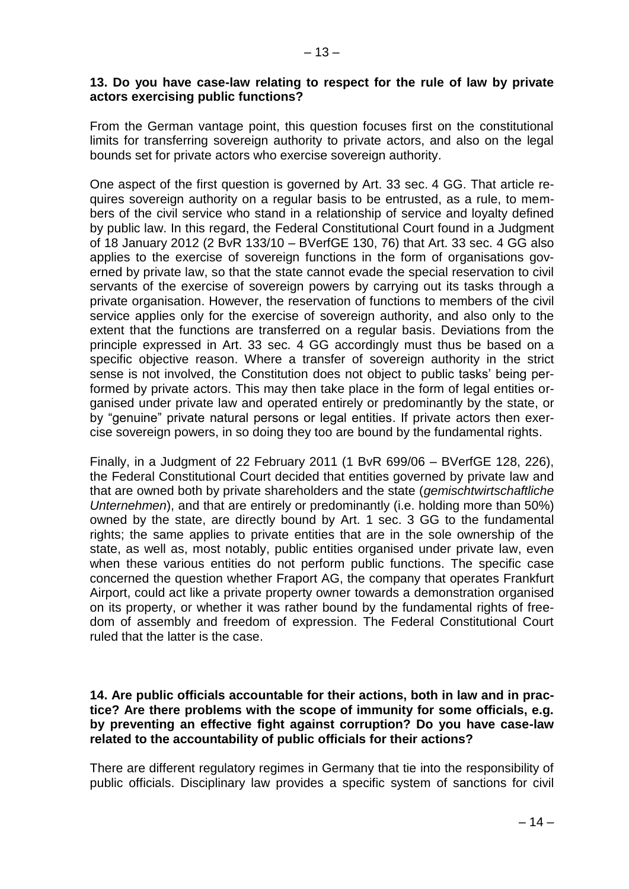**13. Do you have case-law relating to respect for the rule of law by private actors exercising public functions?**

From the German vantage point, this question focuses first on the constitutional limits for transferring sovereign authority to private actors, and also on the legal bounds set for private actors who exercise sovereign authority.

One aspect of the first question is governed by Art. 33 sec. 4 GG. That article requires sovereign authority on a regular basis to be entrusted, as a rule, to members of the civil service who stand in a relationship of service and loyalty defined by public law. In this regard, the Federal Constitutional Court found in a Judgment of 18 January 2012 (2 BvR 133/10 – BVerfGE 130, 76) that Art. 33 sec. 4 GG also applies to the exercise of sovereign functions in the form of organisations governed by private law, so that the state cannot evade the special reservation to civil servants of the exercise of sovereign powers by carrying out its tasks through a private organisation. However, the reservation of functions to members of the civil service applies only for the exercise of sovereign authority, and also only to the extent that the functions are transferred on a regular basis. Deviations from the principle expressed in Art. 33 sec. 4 GG accordingly must thus be based on a specific objective reason. Where a transfer of sovereign authority in the strict sense is not involved, the Constitution does not object to public tasks' being performed by private actors. This may then take place in the form of legal entities organised under private law and operated entirely or predominantly by the state, or by "genuine" private natural persons or legal entities. If private actors then exercise sovereign powers, in so doing they too are bound by the fundamental rights.

Finally, in a Judgment of 22 February 2011 (1 BvR 699/06 – BVerfGE 128, 226), the Federal Constitutional Court decided that entities governed by private law and that are owned both by private shareholders and the state (*gemischtwirtschaftliche Unternehmen*), and that are entirely or predominantly (i.e. holding more than 50%) owned by the state, are directly bound by Art. 1 sec. 3 GG to the fundamental rights; the same applies to private entities that are in the sole ownership of the state, as well as, most notably, public entities organised under private law, even when these various entities do not perform public functions. The specific case concerned the question whether Fraport AG, the company that operates Frankfurt Airport, could act like a private property owner towards a demonstration organised on its property, or whether it was rather bound by the fundamental rights of freedom of assembly and freedom of expression. The Federal Constitutional Court ruled that the latter is the case.

**14. Are public officials accountable for their actions, both in law and in practice? Are there problems with the scope of immunity for some officials, e.g. by preventing an effective fight against corruption? Do you have case-law related to the accountability of public officials for their actions?**

There are different regulatory regimes in Germany that tie into the responsibility of public officials. Disciplinary law provides a specific system of sanctions for civil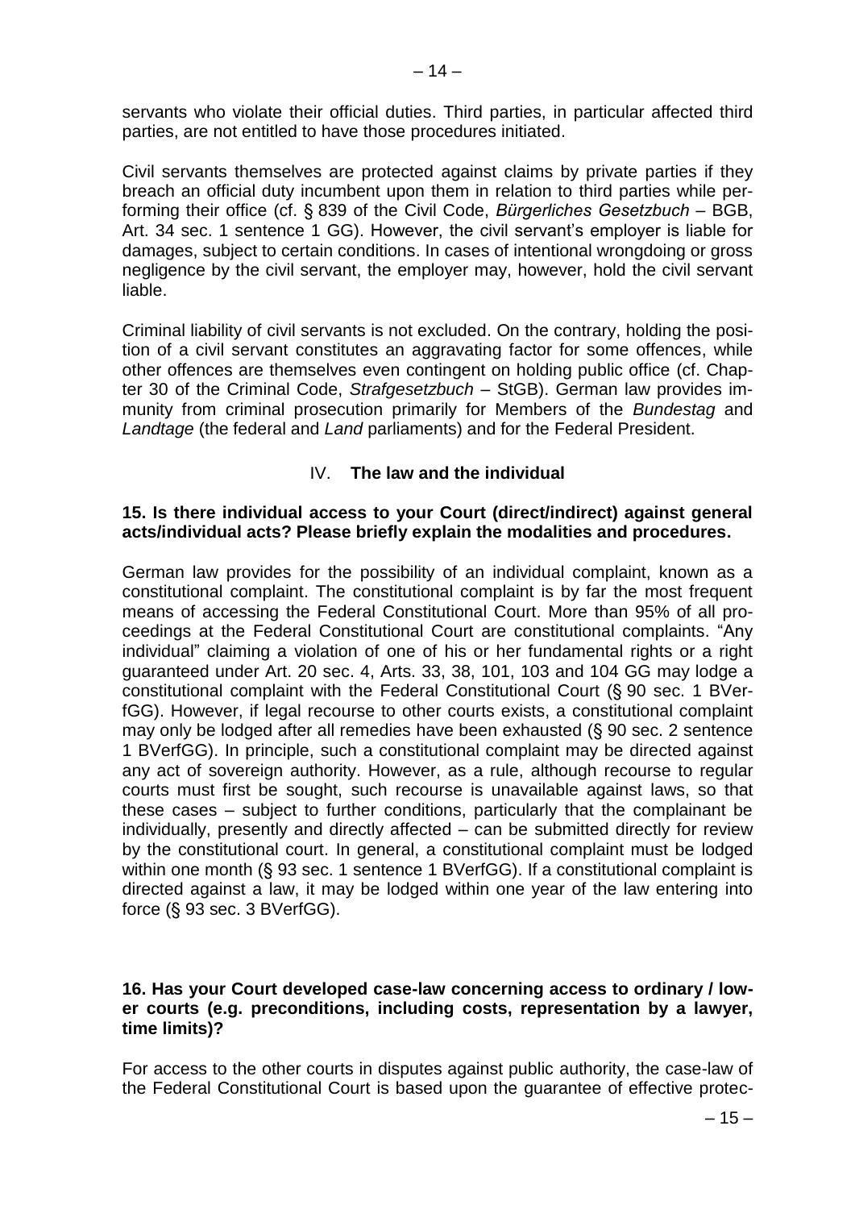servants who violate their official duties. Third parties, in particular affected third parties, are not entitled to have those procedures initiated.

Civil servants themselves are protected against claims by private parties if they breach an official duty incumbent upon them in relation to third parties while performing their office (cf. § 839 of the Civil Code, *Bürgerliches Gesetzbuch* – BGB, Art. 34 sec. 1 sentence 1 GG). However, the civil servant's employer is liable for damages, subject to certain conditions. In cases of intentional wrongdoing or gross negligence by the civil servant, the employer may, however, hold the civil servant liable.

Criminal liability of civil servants is not excluded. On the contrary, holding the position of a civil servant constitutes an aggravating factor for some offences, while other offences are themselves even contingent on holding public office (cf. Chapter 30 of the Criminal Code, *Strafgesetzbuch* – StGB). German law provides immunity from criminal prosecution primarily for Members of the *Bundestag* and *Landtage* (the federal and *Land* parliaments) and for the Federal President.

## IV. The law and the individual

**15. Is there individual access to your Court (direct/indirect) against general acts/individual acts? Please briefly explain the modalities and procedures.**

German law provides for the possibility of an individual complaint, known as a constitutional complaint. The constitutional complaint is by far the most frequent means of accessing the Federal Constitutional Court. More than 95% of all proceedings at the Federal Constitutional Court are constitutional complaints. "Any individual" claiming a violation of one of his or her fundamental rights or a right guaranteed under Art. 20 sec. 4, Arts. 33, 38, 101, 103 and 104 GG may lodge a constitutional complaint with the Federal Constitutional Court (§ 90 sec. 1 BVerfGG). However, if legal recourse to other courts exists, a constitutional complaint may only be lodged after all remedies have been exhausted (§ 90 sec. 2 sentence 1 BVerfGG). In principle, such a constitutional complaint may be directed against any act of sovereign authority. However, as a rule, although recourse to regular courts must first be sought, such recourse is unavailable against laws, so that these cases – subject to further conditions, particularly that the complainant be individually, presently and directly affected – can be submitted directly for review by the constitutional court. In general, a constitutional complaint must be lodged within one month (§ 93 sec. 1 sentence 1 BVerfGG). If a constitutional complaint is directed against a law, it may be lodged within one year of the law entering into force (§ 93 sec. 3 BVerfGG).

**16. Has your Court developed case-law concerning access to ordinary / lower courts (e.g. preconditions, including costs, representation by a lawyer, time limits)?**

For access to the other courts in disputes against public authority, the case-law of the Federal Constitutional Court is based upon the guarantee of effective protec-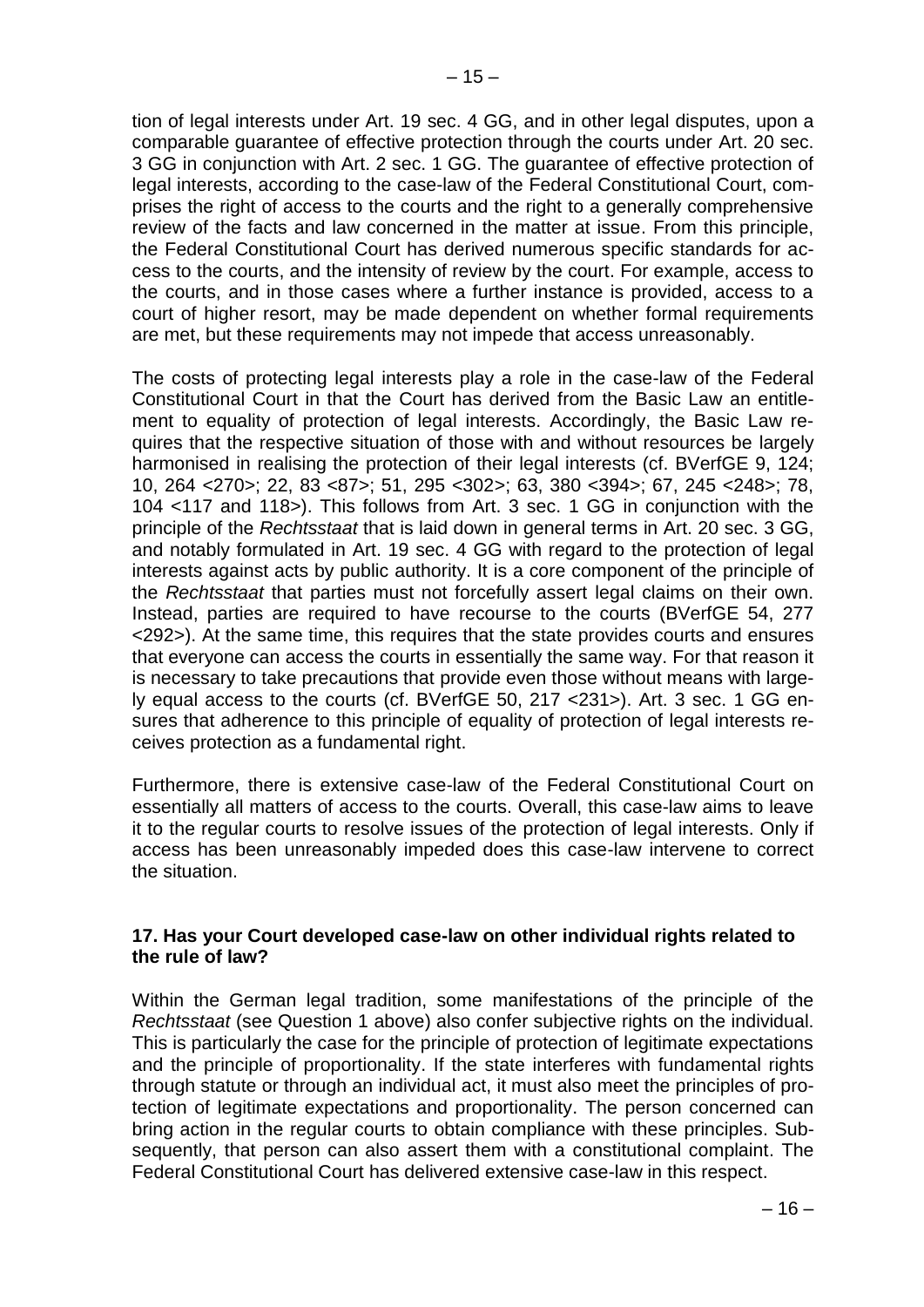tion of legal interests under Art. 19 sec. 4 GG, and in other legal disputes, upon a comparable guarantee of effective protection through the courts under Art. 20 sec. 3 GG in conjunction with Art. 2 sec. 1 GG. The guarantee of effective protection of legal interests, according to the case-law of the Federal Constitutional Court, comprises the right of access to the courts and the right to a generally comprehensive review of the facts and law concerned in the matter at issue. From this principle, the Federal Constitutional Court has derived numerous specific standards for access to the courts, and the intensity of review by the court. For example, access to the courts, and in those cases where a further instance is provided, access to a court of higher resort, may be made dependent on whether formal requirements are met, but these requirements may not impede that access unreasonably.

The costs of protecting legal interests play a role in the case-law of the Federal Constitutional Court in that the Court has derived from the Basic Law an entitlement to equality of protection of legal interests. Accordingly, the Basic Law requires that the respective situation of those with and without resources be largely harmonised in realising the protection of their legal interests (cf. BVerfGE 9, 124; 10, 264 <270>; 22, 83 <87>; 51, 295 <302>; 63, 380 <394>; 67, 245 <248>; 78, 104 <117 and 118>). This follows from Art. 3 sec. 1 GG in conjunction with the principle of the *Rechtsstaat* that is laid down in general terms in Art. 20 sec. 3 GG, and notably formulated in Art. 19 sec. 4 GG with regard to the protection of legal interests against acts by public authority. It is a core component of the principle of the *Rechtsstaat* that parties must not forcefully assert legal claims on their own. Instead, parties are required to have recourse to the courts (BVerfGE 54, 277 <292>). At the same time, this requires that the state provides courts and ensures that everyone can access the courts in essentially the same way. For that reason it is necessary to take precautions that provide even those without means with largely equal access to the courts (cf. BVerfGE 50, 217 <231>). Art. 3 sec. 1 GG ensures that adherence to this principle of equality of protection of legal interests receives protection as a fundamental right.

Furthermore, there is extensive case-law of the Federal Constitutional Court on essentially all matters of access to the courts. Overall, this case-law aims to leave it to the regular courts to resolve issues of the protection of legal interests. Only if access has been unreasonably impeded does this case-law intervene to correct the situation.

**17. Has your Court developed case-law on other individual rights related to the rule of law?**

Within the German legal tradition, some manifestations of the principle of the *Rechtsstaat* (see Question 1 above) also confer subjective rights on the individual. This is particularly the case for the principle of protection of legitimate expectations and the principle of proportionality. If the state interferes with fundamental rights through statute or through an individual act, it must also meet the principles of protection of legitimate expectations and proportionality. The person concerned can bring action in the regular courts to obtain compliance with these principles. Subsequently, that person can also assert them with a constitutional complaint. The Federal Constitutional Court has delivered extensive case-law in this respect.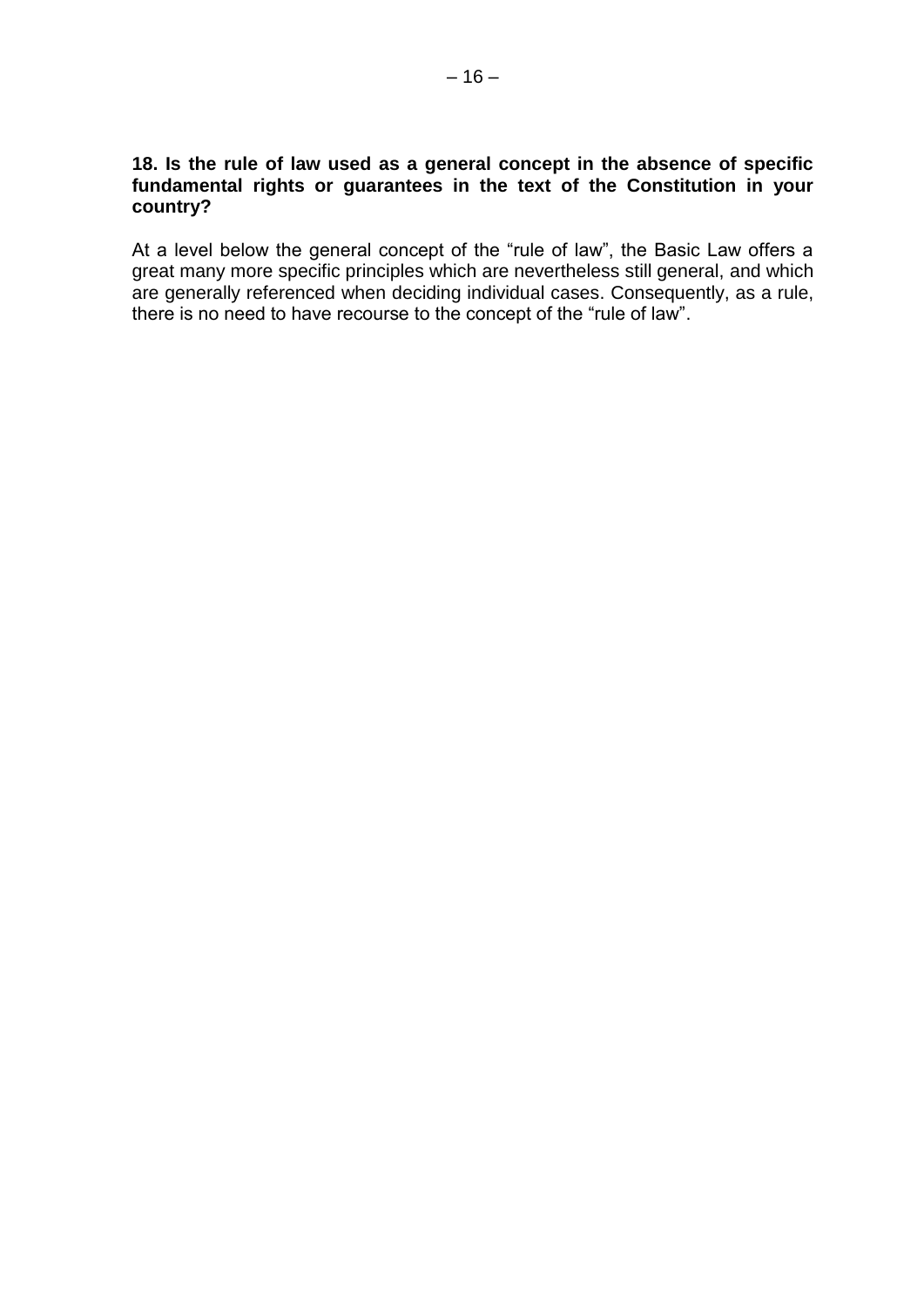**18. Is the rule of law used as a general concept in the absence of specific fundamental rights or guarantees in the text of the Constitution in your country?**

At a level below the general concept of the "rule of law", the Basic Law offers a great many more specific principles which are nevertheless still general, and which are generally referenced when deciding individual cases. Consequently, as a rule, there is no need to have recourse to the concept of the "rule of law".